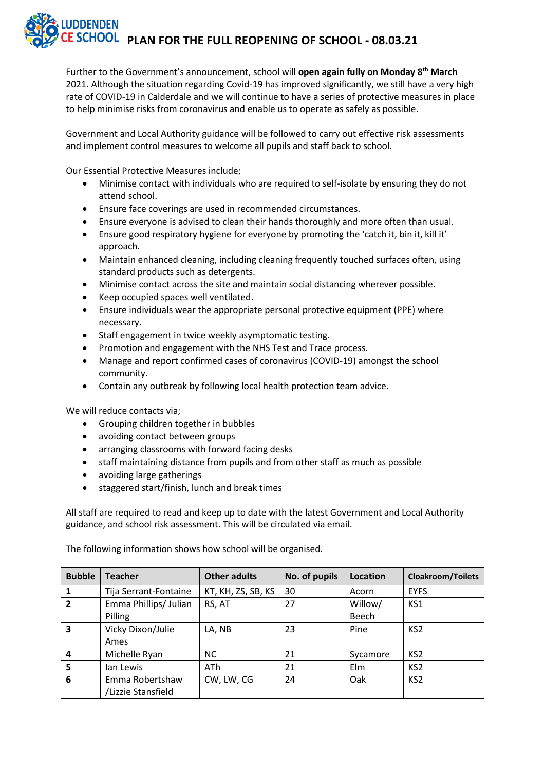# LUDDENDEN CE SCHOOL PLAN FOR THE FULL REOPENING OF SCHOOL - 08.03.21

Further to the Government's announcement, school will **open again fully on Monday 8th March** 2021. Although the situation regarding Covid-19 has improved significantly, we still have a very high rate of COVID-19 in Calderdale and we will continue to have a series of protective measures in place to help minimise risks from coronavirus and enable us to operate as safely as possible.

Government and Local Authority guidance will be followed to carry out effective risk assessments and implement control measures to welcome all pupils and staff back to school.

Our Essential Protective Measures include;

- Minimise contact with individuals who are required to self-isolate by ensuring they do not attend school.
- Ensure face coverings are used in recommended circumstances.
- Ensure everyone is advised to clean their hands thoroughly and more often than usual.
- Ensure good respiratory hygiene for everyone by promoting the 'catch it, bin it, kill it' approach.
- Maintain enhanced cleaning, including cleaning frequently touched surfaces often, using standard products such as detergents.
- Minimise contact across the site and maintain social distancing wherever possible.
- Keep occupied spaces well ventilated.
- Ensure individuals wear the appropriate personal protective equipment (PPE) where necessary.
- Staff engagement in twice weekly asymptomatic testing.
- Promotion and engagement with the NHS Test and Trace process.
- Manage and report confirmed cases of coronavirus (COVID-19) amongst the school community.
- Contain any outbreak by following local health protection team advice.

We will reduce contacts via;

- Grouping children together in bubbles
- avoiding contact between groups
- arranging classrooms with forward facing desks
- staff maintaining distance from pupils and from other staff as much as possible
- avoiding large gatherings
- staggered start/finish, lunch and break times

All staff are required to read and keep up to date with the latest Government and Local Authority guidance, and school risk assessment. This will be circulated via email.

The following information shows how school will be organised.

| Bubble | Teacher | Other adults | No. of pupils | Location | Cloakroom/Toilets |
|---|---|---|---|---|---|
| 1 | Tija Serrant-Fontaine | KT, KH, ZS, SB, KS | 30 | Acorn | EYFS |
| 2 | Emma Phillips/ Julian Pilling | RS, AT | 27 | Willow/ Beech | KS1 |
| 3 | Vicky Dixon/Julie Ames | LA, NB | 23 | Pine | KS2 |
| 4 | Michelle Ryan | NC | 21 | Sycamore | KS2 |
| 5 | Ian Lewis | ATh | 21 | Elm | KS2 |
| 6 | Emma Robertshaw /Lizzie Stansfield | CW, LW, CG | 24 | Oak | KS2 |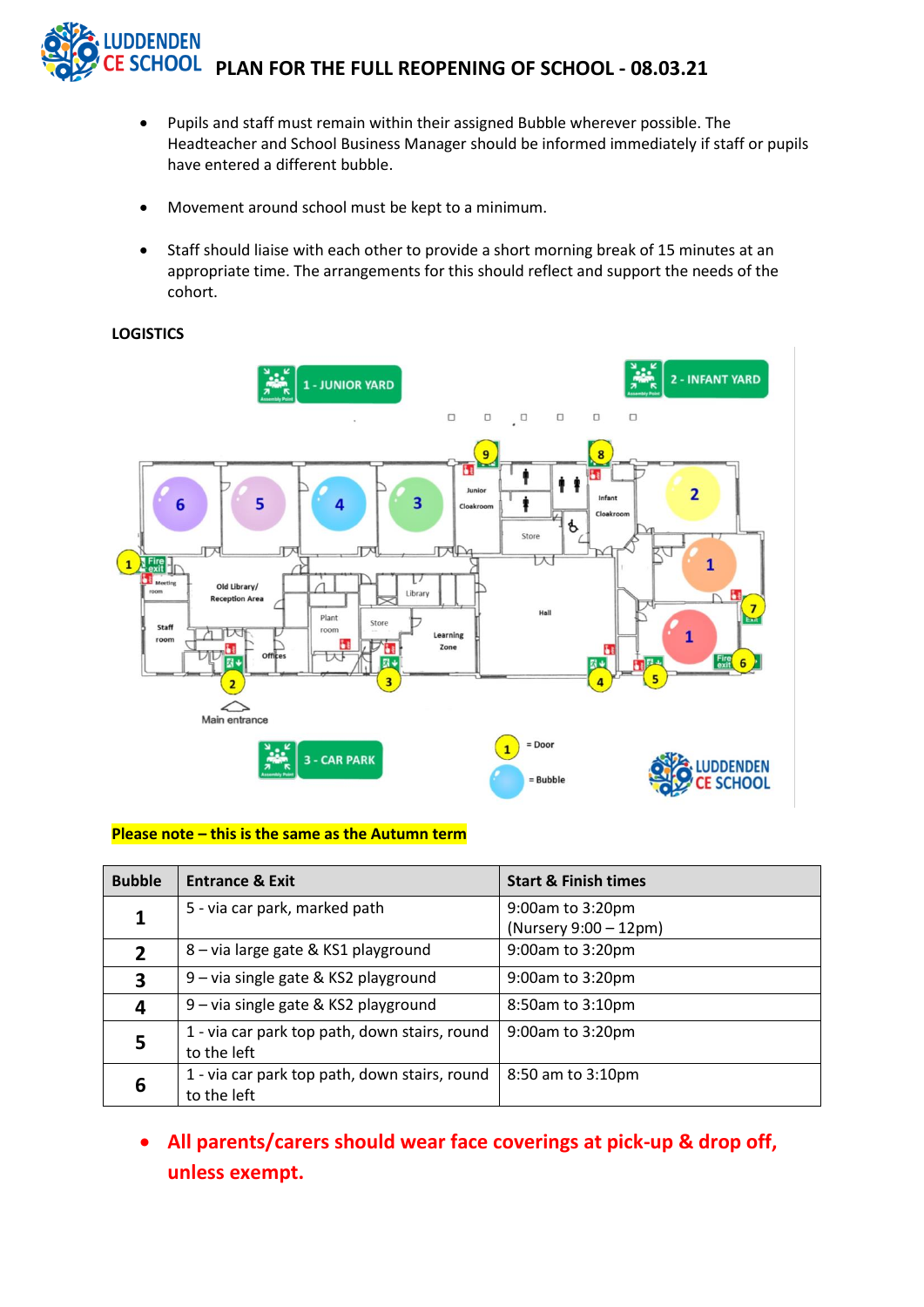# PLAN FOR THE FULL REOPENING OF SCHOOL - 08.03.21

- Pupils and staff must remain within their assigned Bubble wherever possible. The Headteacher and School Business Manager should be informed immediately if staff or pupils have entered a different bubble.
- Movement around school must be kept to a minimum.
- Staff should liaise with each other to provide a short morning break of 15 minutes at an appropriate time. The arrangements for this should reflect and support the needs of the cohort.

**LOGISTICS**

**Please note – this is the same as the Autumn term**

| Bubble | Entrance & Exit | Start & Finish times |
|---|---|---|
| **1** | 5 - via car park, marked path | 9:00am to 3:20pm (Nursery 9:00 – 12pm) |
| **2** | 8 – via large gate & KS1 playground | 9:00am to 3:20pm |
| **3** | 9 – via single gate & KS2 playground | 9:00am to 3:20pm |
| **4** | 9 – via single gate & KS2 playground | 8:50am to 3:10pm |
| **5** | 1 - via car park top path, down stairs, round to the left | 9:00am to 3:20pm |
| **6** | 1 - via car park top path, down stairs, round to the left | 8:50 am to 3:10pm |

- **All parents/carers should wear face coverings at pick-up & drop off, unless exempt.**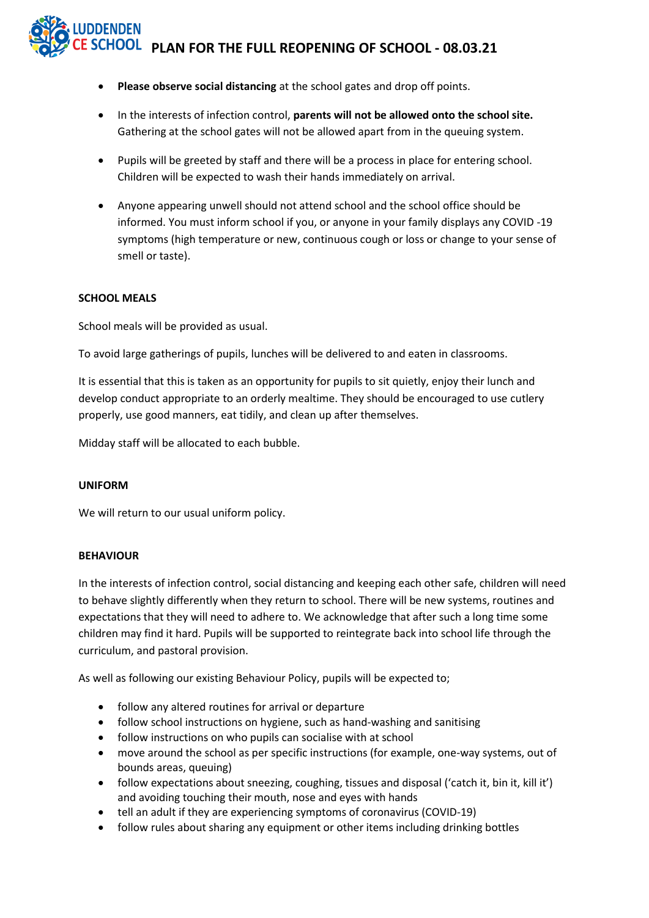- **Please observe social distancing** at the school gates and drop off points.
- In the interests of infection control, **parents will not be allowed onto the school site.** Gathering at the school gates will not be allowed apart from in the queuing system.
- Pupils will be greeted by staff and there will be a process in place for entering school. Children will be expected to wash their hands immediately on arrival.
- Anyone appearing unwell should not attend school and the school office should be informed. You must inform school if you, or anyone in your family displays any COVID -19 symptoms (high temperature or new, continuous cough or loss or change to your sense of smell or taste).

**SCHOOL MEALS**

School meals will be provided as usual.

To avoid large gatherings of pupils, lunches will be delivered to and eaten in classrooms.

It is essential that this is taken as an opportunity for pupils to sit quietly, enjoy their lunch and develop conduct appropriate to an orderly mealtime. They should be encouraged to use cutlery properly, use good manners, eat tidily, and clean up after themselves.

Midday staff will be allocated to each bubble.

**UNIFORM**

We will return to our usual uniform policy.

**BEHAVIOUR**

In the interests of infection control, social distancing and keeping each other safe, children will need to behave slightly differently when they return to school. There will be new systems, routines and expectations that they will need to adhere to. We acknowledge that after such a long time some children may find it hard. Pupils will be supported to reintegrate back into school life through the curriculum, and pastoral provision.

As well as following our existing Behaviour Policy, pupils will be expected to;

- follow any altered routines for arrival or departure
- follow school instructions on hygiene, such as hand-washing and sanitising
- follow instructions on who pupils can socialise with at school
- move around the school as per specific instructions (for example, one-way systems, out of bounds areas, queuing)
- follow expectations about sneezing, coughing, tissues and disposal ('catch it, bin it, kill it') and avoiding touching their mouth, nose and eyes with hands
- tell an adult if they are experiencing symptoms of coronavirus (COVID-19)
- follow rules about sharing any equipment or other items including drinking bottles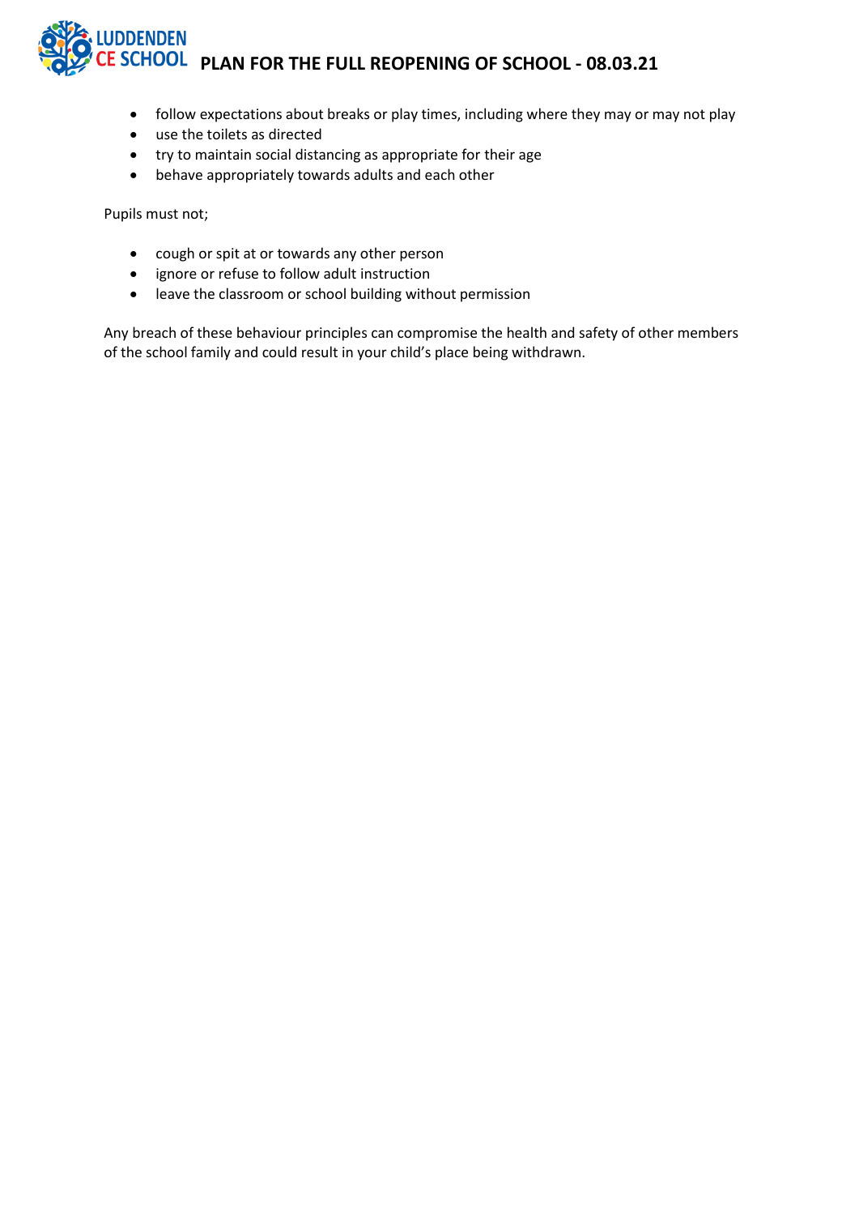- follow expectations about breaks or play times, including where they may or may not play
- use the toilets as directed
- try to maintain social distancing as appropriate for their age
- behave appropriately towards adults and each other

Pupils must not;

- cough or spit at or towards any other person
- ignore or refuse to follow adult instruction
- leave the classroom or school building without permission

Any breach of these behaviour principles can compromise the health and safety of other members of the school family and could result in your child's place being withdrawn.